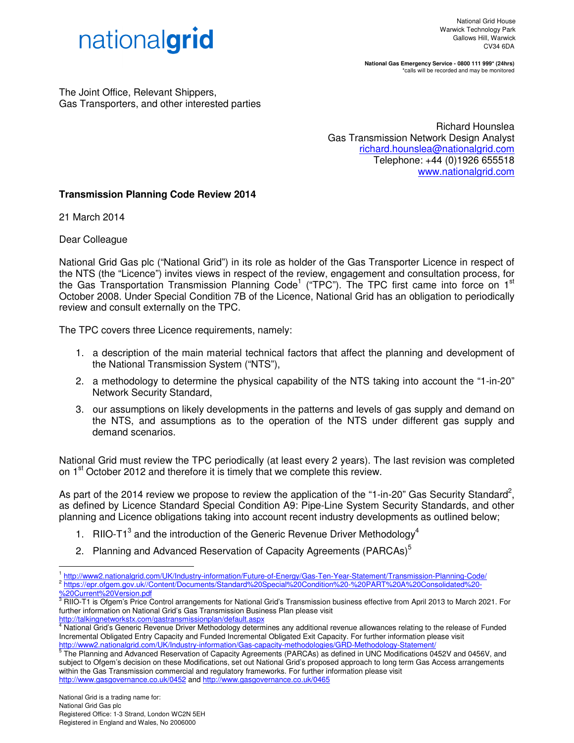nationalgrid

National Grid House
Warwick Technology Park
Gallows Hill, Warwick
CV34 6DA

**National Gas Emergency Service - 0800 111 999* (24hrs)**
*calls will be recorded and may be monitored

The Joint Office, Relevant Shippers,
Gas Transporters, and other interested parties

Richard Hounslea
Gas Transmission Network Design Analyst
richard.hounslea@nationalgrid.com
Telephone: +44 (0)1926 655518
www.nationalgrid.com

**Transmission Planning Code Review 2014**

21 March 2014

Dear Colleague

National Grid Gas plc ("National Grid") in its role as holder of the Gas Transporter Licence in respect of the NTS (the "Licence") invites views in respect of the review, engagement and consultation process, for the Gas Transportation Transmission Planning Code[1] ("TPC"). The TPC first came into force on 1st October 2008. Under Special Condition 7B of the Licence, National Grid has an obligation to periodically review and consult externally on the TPC.

The TPC covers three Licence requirements, namely:

1. a description of the main material technical factors that affect the planning and development of the National Transmission System ("NTS"),
2. a methodology to determine the physical capability of the NTS taking into account the "1-in-20" Network Security Standard,
3. our assumptions on likely developments in the patterns and levels of gas supply and demand on the NTS, and assumptions as to the operation of the NTS under different gas supply and demand scenarios.

National Grid must review the TPC periodically (at least every 2 years). The last revision was completed on 1st October 2012 and therefore it is timely that we complete this review.

As part of the 2014 review we propose to review the application of the "1-in-20" Gas Security Standard[2], as defined by Licence Standard Special Condition A9: Pipe-Line System Security Standards, and other planning and Licence obligations taking into account recent industry developments as outlined below;

1. RIIO-T1[3] and the introduction of the Generic Revenue Driver Methodology[4]
2. Planning and Advanced Reservation of Capacity Agreements (PARCAs)[5]

---

[1] http://www2.nationalgrid.com/UK/Industry-information/Future-of-Energy/Gas-Ten-Year-Statement/Transmission-Planning-Code/

[2] https://epr.ofgem.gov.uk//Content/Documents/Standard%20Special%20Condition%20-%20PART%20A%20Consolidated%20-%20Current%20Version.pdf

[3] RIIO-T1 is Ofgem's Price Control arrangements for National Grid's Transmission business effective from April 2013 to March 2021. For further information on National Grid's Gas Transmission Business Plan please visit http://talkingnetworkstx.com/gastransmissionplan/default.aspx

[4] National Grid's Generic Revenue Driver Methodology determines any additional revenue allowances relating to the release of Funded Incremental Obligated Entry Capacity and Funded Incremental Obligated Exit Capacity. For further information please visit http://www2.nationalgrid.com/UK/Industry-information/Gas-capacity-methodologies/GRD-Methodology-Statement/

[5] The Planning and Advanced Reservation of Capacity Agreements (PARCAs) as defined in UNC Modifications 0452V and 0456V, and subject to Ofgem's decision on these Modifications, set out National Grid's proposed approach to long term Gas Access arrangements within the Gas Transmission commercial and regulatory frameworks. For further information please visit http://www.gasgovernance.co.uk/0452 and http://www.gasgovernance.co.uk/0465

National Grid is a trading name for:
National Grid Gas plc
Registered Office: 1-3 Strand, London WC2N 5EH
Registered in England and Wales, No 2006000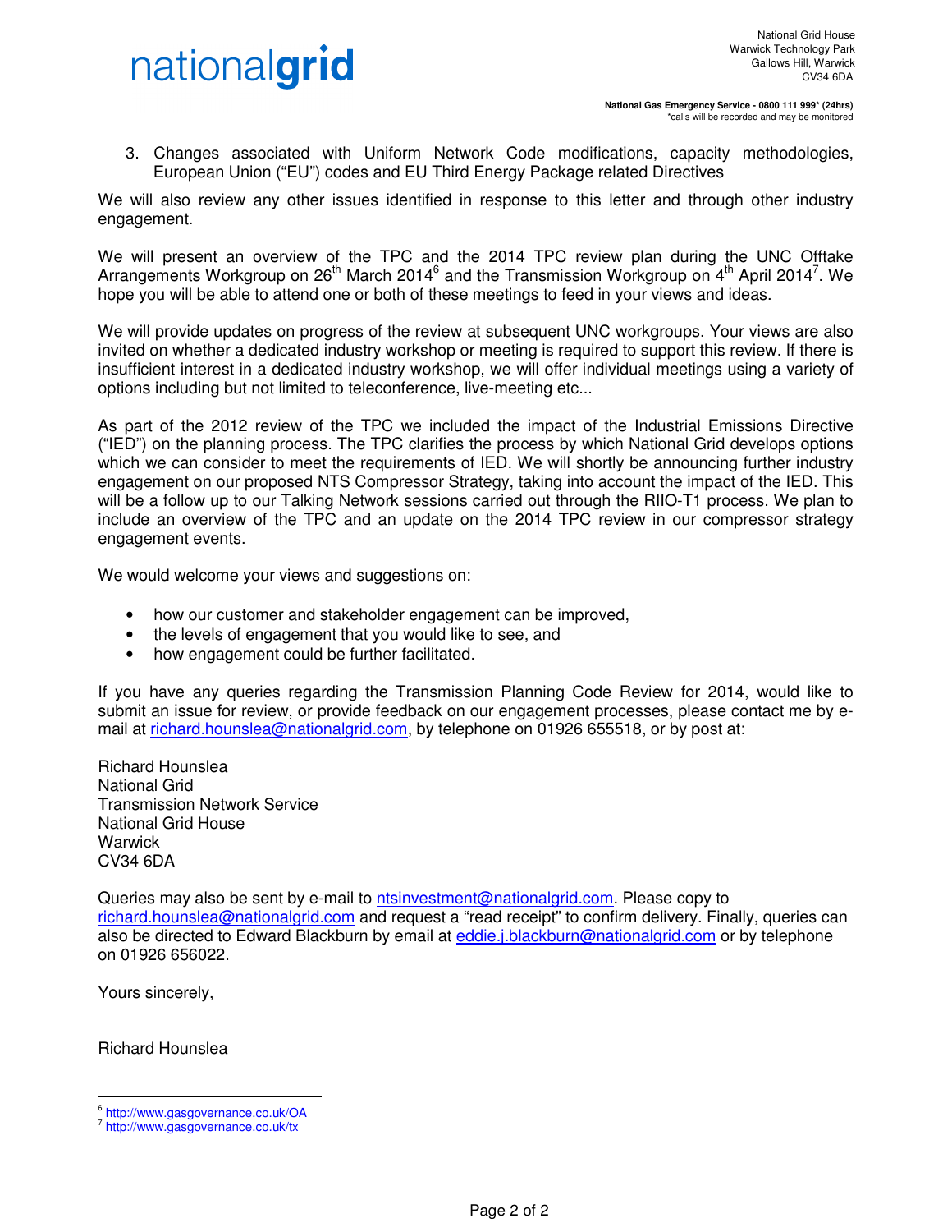3. Changes associated with Uniform Network Code modifications, capacity methodologies, European Union ("EU") codes and EU Third Energy Package related Directives

We will also review any other issues identified in response to this letter and through other industry engagement.

We will present an overview of the TPC and the 2014 TPC review plan during the UNC Offtake Arrangements Workgroup on 26th March 2014[6] and the Transmission Workgroup on 4th April 2014[7]. We hope you will be able to attend one or both of these meetings to feed in your views and ideas.

We will provide updates on progress of the review at subsequent UNC workgroups. Your views are also invited on whether a dedicated industry workshop or meeting is required to support this review. If there is insufficient interest in a dedicated industry workshop, we will offer individual meetings using a variety of options including but not limited to teleconference, live-meeting etc...

As part of the 2012 review of the TPC we included the impact of the Industrial Emissions Directive ("IED") on the planning process. The TPC clarifies the process by which National Grid develops options which we can consider to meet the requirements of IED. We will shortly be announcing further industry engagement on our proposed NTS Compressor Strategy, taking into account the impact of the IED. This will be a follow up to our Talking Network sessions carried out through the RIIO-T1 process. We plan to include an overview of the TPC and an update on the 2014 TPC review in our compressor strategy engagement events.

We would welcome your views and suggestions on:

- how our customer and stakeholder engagement can be improved,
- the levels of engagement that you would like to see, and
- how engagement could be further facilitated.

If you have any queries regarding the Transmission Planning Code Review for 2014, would like to submit an issue for review, or provide feedback on our engagement processes, please contact me by e-mail at richard.hounslea@nationalgrid.com, by telephone on 01926 655518, or by post at:

Richard Hounslea
National Grid
Transmission Network Service
National Grid House
Warwick
CV34 6DA

Queries may also be sent by e-mail to ntsinvestment@nationalgrid.com. Please copy to richard.hounslea@nationalgrid.com and request a "read receipt" to confirm delivery. Finally, queries can also be directed to Edward Blackburn by email at eddie.j.blackburn@nationalgrid.com or by telephone on 01926 656022.

Yours sincerely,

Richard Hounslea

[6] http://www.gasgovernance.co.uk/OA
[7] http://www.gasgovernance.co.uk/tx